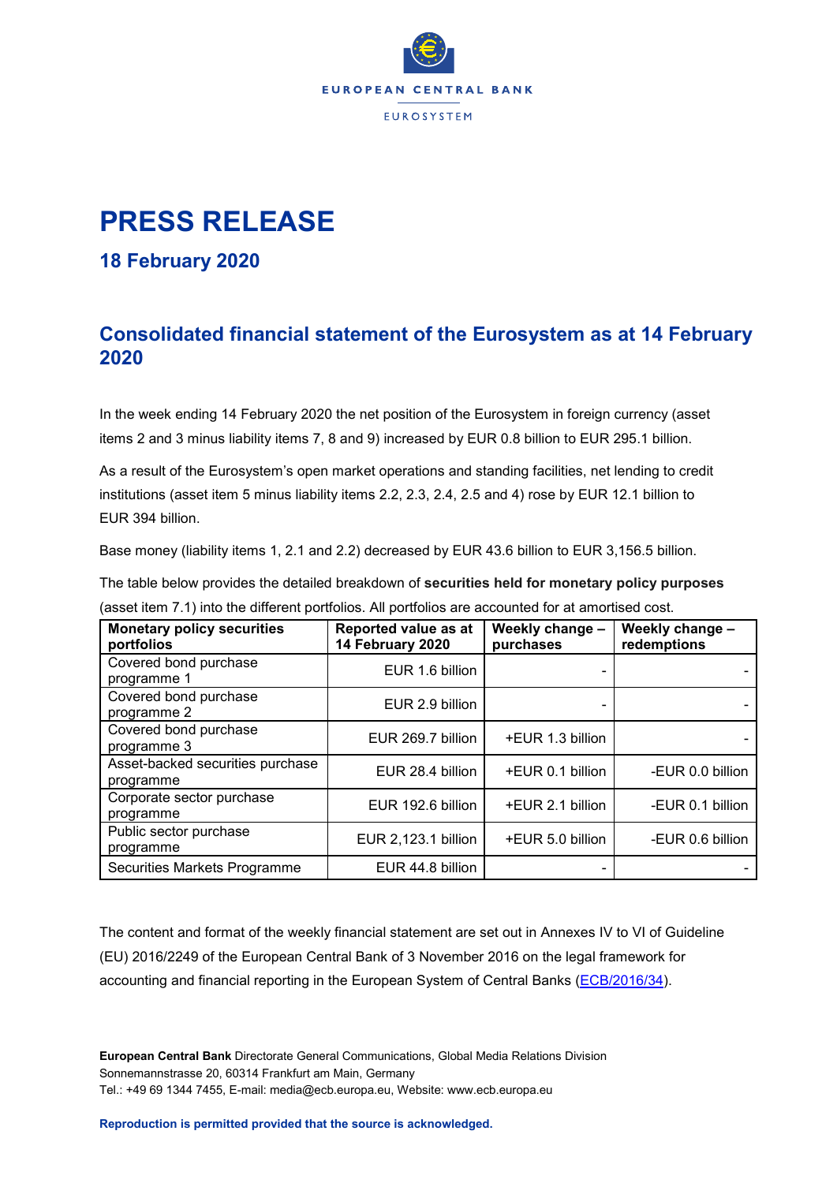EUROPEAN CENTRAL BANK

EUROSYSTEM

# PRESS RELEASE

## 18 February 2020

## Consolidated financial statement of the Eurosystem as at 14 February 2020

In the week ending 14 February 2020 the net position of the Eurosystem in foreign currency (asset items 2 and 3 minus liability items 7, 8 and 9) increased by EUR 0.8 billion to EUR 295.1 billion.

As a result of the Eurosystem's open market operations and standing facilities, net lending to credit institutions (asset item 5 minus liability items 2.2, 2.3, 2.4, 2.5 and 4) rose by EUR 12.1 billion to EUR 394 billion.

Base money (liability items 1, 2.1 and 2.2) decreased by EUR 43.6 billion to EUR 3,156.5 billion.

The table below provides the detailed breakdown of **securities held for monetary policy purposes** (asset item 7.1) into the different portfolios. All portfolios are accounted for at amortised cost.

| Monetary policy securities portfolios | Reported value as at 14 February 2020 | Weekly change – purchases | Weekly change – redemptions |
|---|---|---|---|
| Covered bond purchase programme 1 | EUR 1.6 billion | - | - |
| Covered bond purchase programme 2 | EUR 2.9 billion | - | - |
| Covered bond purchase programme 3 | EUR 269.7 billion | +EUR 1.3 billion | - |
| Asset-backed securities purchase programme | EUR 28.4 billion | +EUR 0.1 billion | -EUR 0.0 billion |
| Corporate sector purchase programme | EUR 192.6 billion | +EUR 2.1 billion | -EUR 0.1 billion |
| Public sector purchase programme | EUR 2,123.1 billion | +EUR 5.0 billion | -EUR 0.6 billion |
| Securities Markets Programme | EUR 44.8 billion | - | - |

The content and format of the weekly financial statement are set out in Annexes IV to VI of Guideline (EU) 2016/2249 of the European Central Bank of 3 November 2016 on the legal framework for accounting and financial reporting in the European System of Central Banks (ECB/2016/34).

**European Central Bank** Directorate General Communications, Global Media Relations Division
Sonnemannstrasse 20, 60314 Frankfurt am Main, Germany
Tel.: +49 69 1344 7455, E-mail: media@ecb.europa.eu, Website: www.ecb.europa.eu

**Reproduction is permitted provided that the source is acknowledged.**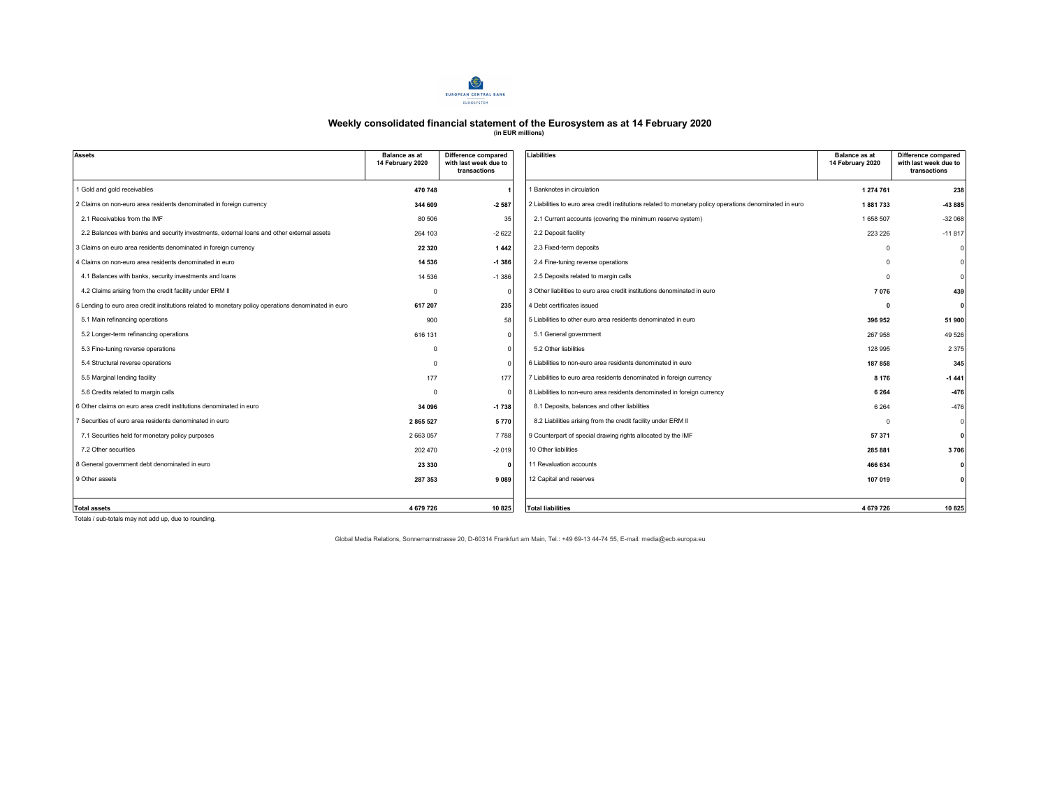# Weekly consolidated financial statement of the Eurosystem as at 14 February 2020

**(in EUR millions)**

| Assets | Balance as at 14 February 2020 | Difference compared with last week due to transactions |
|---|---|---|
| 1 Gold and gold receivables | **470 748** | **1** |
| 2 Claims on non-euro area residents denominated in foreign currency | **344 609** | **-2 587** |
| 2.1 Receivables from the IMF | 80 506 | 35 |
| 2.2 Balances with banks and security investments, external loans and other external assets | 264 103 | -2 622 |
| 3 Claims on euro area residents denominated in foreign currency | **22 320** | **1 442** |
| 4 Claims on non-euro area residents denominated in euro | **14 536** | **-1 386** |
| 4.1 Balances with banks, security investments and loans | 14 536 | -1 386 |
| 4.2 Claims arising from the credit facility under ERM II | 0 | 0 |
| 5 Lending to euro area credit institutions related to monetary policy operations denominated in euro | **617 207** | **235** |
| 5.1 Main refinancing operations | 900 | 58 |
| 5.2 Longer-term refinancing operations | 616 131 | 0 |
| 5.3 Fine-tuning reverse operations | 0 | 0 |
| 5.4 Structural reverse operations | 0 | 0 |
| 5.5 Marginal lending facility | 177 | 177 |
| 5.6 Credits related to margin calls | 0 | 0 |
| 6 Other claims on euro area credit institutions denominated in euro | **34 096** | **-1 738** |
| 7 Securities of euro area residents denominated in euro | **2 865 527** | **5 770** |
| 7.1 Securities held for monetary policy purposes | 2 663 057 | 7 788 |
| 7.2 Other securities | 202 470 | -2 019 |
| 8 General government debt denominated in euro | **23 330** | **0** |
| 9 Other assets | **287 353** | **9 089** |
| **Total assets** | **4 679 726** | **10 825** |

| Liabilities | Balance as at 14 February 2020 | Difference compared with last week due to transactions |
|---|---|---|
| 1 Banknotes in circulation | **1 274 761** | **238** |
| 2 Liabilities to euro area credit institutions related to monetary policy operations denominated in euro | **1 881 733** | **-43 885** |
| 2.1 Current accounts (covering the minimum reserve system) | 1 658 507 | -32 068 |
| 2.2 Deposit facility | 223 226 | -11 817 |
| 2.3 Fixed-term deposits | 0 | 0 |
| 2.4 Fine-tuning reverse operations | 0 | 0 |
| 2.5 Deposits related to margin calls | 0 | 0 |
| 3 Other liabilities to euro area credit institutions denominated in euro | **7 076** | **439** |
| 4 Debt certificates issued | **0** | **0** |
| 5 Liabilities to other euro area residents denominated in euro | **396 952** | **51 900** |
| 5.1 General government | 267 958 | 49 526 |
| 5.2 Other liabilities | 128 995 | 2 375 |
| 6 Liabilities to non-euro area residents denominated in euro | **187 858** | **345** |
| 7 Liabilities to euro area residents denominated in foreign currency | **8 176** | **-1 441** |
| 8 Liabilities to non-euro area residents denominated in foreign currency | **6 264** | **-476** |
| 8.1 Deposits, balances and other liabilities | 6 264 | -476 |
| 8.2 Liabilities arising from the credit facility under ERM II | 0 | 0 |
| 9 Counterpart of special drawing rights allocated by the IMF | **57 371** | **0** |
| 10 Other liabilities | **285 881** | **3 706** |
| 11 Revaluation accounts | **466 634** | **0** |
| 12 Capital and reserves | **107 019** | **0** |
| **Total liabilities** | **4 679 726** | **10 825** |

Totals / sub-totals may not add up, due to rounding.

Global Media Relations, Sonnemannstrasse 20, D-60314 Frankfurt am Main, Tel.: +49 69-13 44-74 55, E-mail: media@ecb.europa.eu